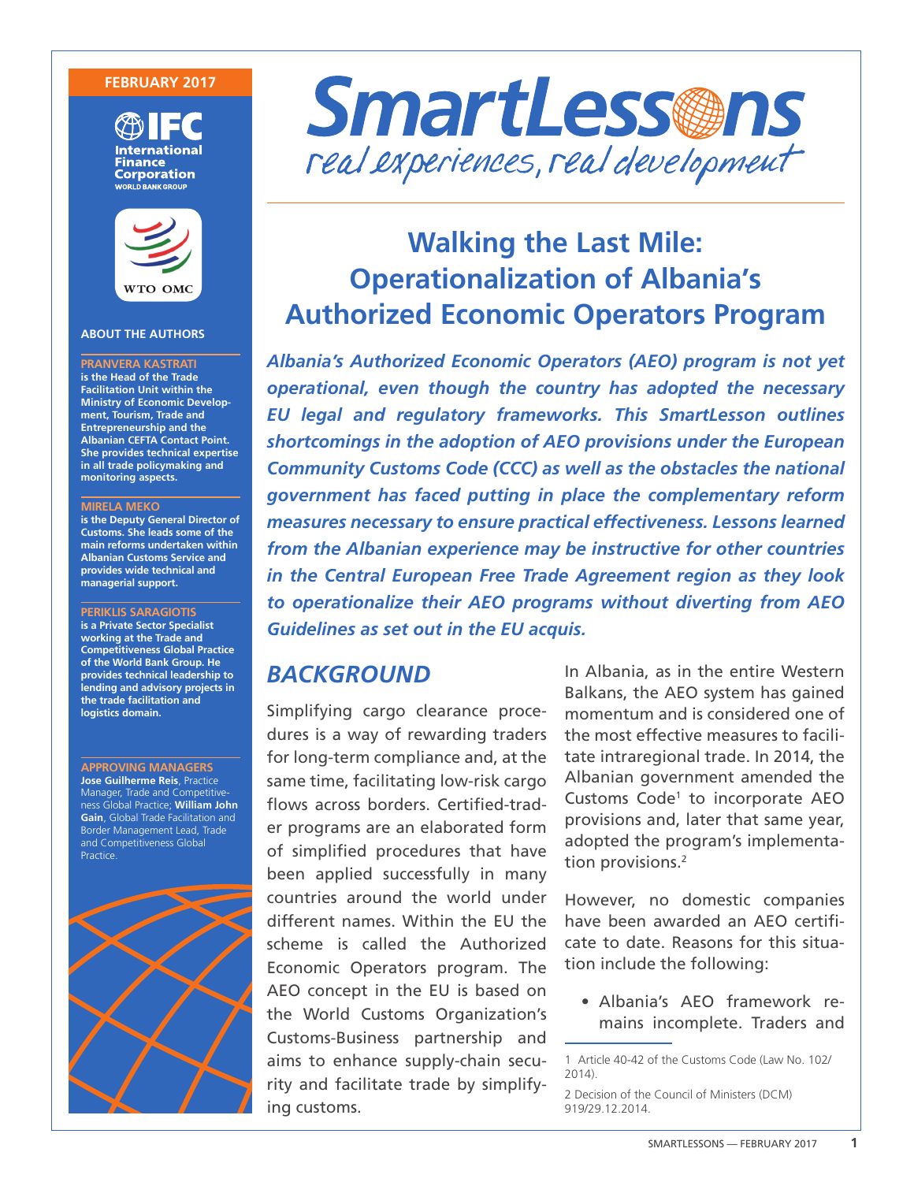FEBRUARY 2017

# SmartLessons

*real experiences, real development*

# Walking the Last Mile: Operationalization of Albania's Authorized Economic Operators Program

***Albania's Authorized Economic Operators (AEO) program is not yet operational, even though the country has adopted the necessary EU legal and regulatory frameworks. This SmartLesson outlines shortcomings in the adoption of AEO provisions under the European Community Customs Code (CCC) as well as the obstacles the national government has faced putting in place the complementary reform measures necessary to ensure practical effectiveness. Lessons learned from the Albanian experience may be instructive for other countries in the Central European Free Trade Agreement region as they look to operationalize their AEO programs without diverting from AEO Guidelines as set out in the EU acquis.***

## ABOUT THE AUTHORS

**PRANVERA KASTRATI** is the Head of the Trade Facilitation Unit within the Ministry of Economic Development, Tourism, Trade and Entrepreneurship and the Albanian CEFTA Contact Point. She provides technical expertise in all trade policymaking and monitoring aspects.

**MIRELA MEKO** is the Deputy General Director of Customs. She leads some of the main reforms undertaken within Albanian Customs Service and provides wide technical and managerial support.

**PERIKLIS SARAGIOTIS** is a Private Sector Specialist working at the Trade and Competitiveness Global Practice of the World Bank Group. He provides technical leadership to lending and advisory projects in the trade facilitation and logistics domain.

**APPROVING MANAGERS**

**Jose Guilherme Reis**, Practice Manager, Trade and Competitiveness Global Practice; **William John Gain**, Global Trade Facilitation and Border Management Lead, Trade and Competitiveness Global Practice.

## *BACKGROUND*

Simplifying cargo clearance procedures is a way of rewarding traders for long-term compliance and, at the same time, facilitating low-risk cargo flows across borders. Certified-trader programs are an elaborated form of simplified procedures that have been applied successfully in many countries around the world under different names. Within the EU the scheme is called the Authorized Economic Operators program. The AEO concept in the EU is based on the World Customs Organization's Customs-Business partnership and aims to enhance supply-chain security and facilitate trade by simplifying customs.

In Albania, as in the entire Western Balkans, the AEO system has gained momentum and is considered one of the most effective measures to facilitate intraregional trade. In 2014, the Albanian government amended the Customs Code[1] to incorporate AEO provisions and, later that same year, adopted the program's implementation provisions.[2]

However, no domestic companies have been awarded an AEO certificate to date. Reasons for this situation include the following:

- Albania's AEO framework remains incomplete. Traders and

1 Article 40-42 of the Customs Code (Law No. 102/2014).

2 Decision of the Council of Ministers (DCM) 919/29.12.2014.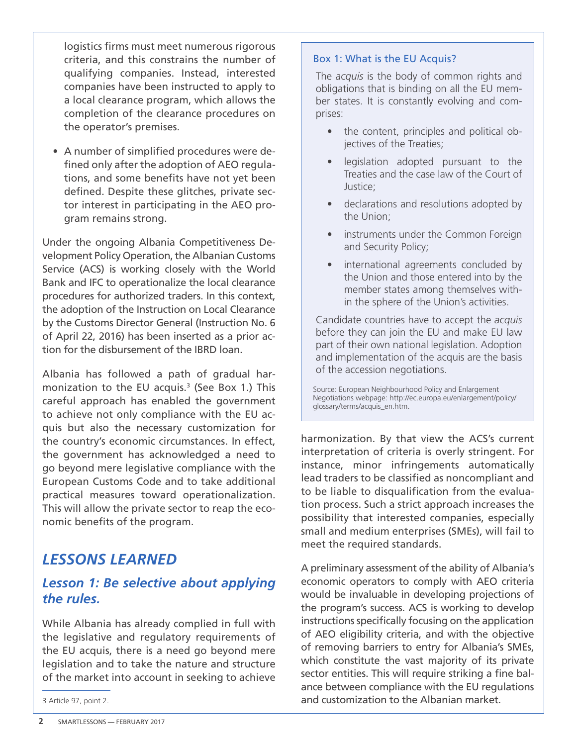logistics firms must meet numerous rigorous criteria, and this constrains the number of qualifying companies. Instead, interested companies have been instructed to apply to a local clearance program, which allows the completion of the clearance procedures on the operator's premises.

- A number of simplified procedures were defined only after the adoption of AEO regulations, and some benefits have not yet been defined. Despite these glitches, private sector interest in participating in the AEO program remains strong.

Under the ongoing Albania Competitiveness Development Policy Operation, the Albanian Customs Service (ACS) is working closely with the World Bank and IFC to operationalize the local clearance procedures for authorized traders. In this context, the adoption of the Instruction on Local Clearance by the Customs Director General (Instruction No. 6 of April 22, 2016) has been inserted as a prior action for the disbursement of the IBRD loan.

Albania has followed a path of gradual harmonization to the EU acquis.[3] (See Box 1.) This careful approach has enabled the government to achieve not only compliance with the EU acquis but also the necessary customization for the country's economic circumstances. In effect, the government has acknowledged a need to go beyond mere legislative compliance with the European Customs Code and to take additional practical measures toward operationalization. This will allow the private sector to reap the economic benefits of the program.

> **Box 1: What is the EU Acquis?**
>
> The *acquis* is the body of common rights and obligations that is binding on all the EU member states. It is constantly evolving and comprises:
>
> - the content, principles and political objectives of the Treaties;
> - legislation adopted pursuant to the Treaties and the case law of the Court of Justice;
> - declarations and resolutions adopted by the Union;
> - instruments under the Common Foreign and Security Policy;
> - international agreements concluded by the Union and those entered into by the member states among themselves within the sphere of the Union's activities.
>
> Candidate countries have to accept the *acquis* before they can join the EU and make EU law part of their own national legislation. Adoption and implementation of the acquis are the basis of the accession negotiations.
>
> Source: European Neighbourhood Policy and Enlargement Negotiations webpage: http://ec.europa.eu/enlargement/policy/glossary/terms/acquis_en.htm.

## *LESSONS LEARNED*

### *Lesson 1: Be selective about applying the rules.*

While Albania has already complied in full with the legislative and regulatory requirements of the EU acquis, there is a need go beyond mere legislation and to take the nature and structure of the market into account in seeking to achieve harmonization. By that view the ACS's current interpretation of criteria is overly stringent. For instance, minor infringements automatically lead traders to be classified as noncompliant and to be liable to disqualification from the evaluation process. Such a strict approach increases the possibility that interested companies, especially small and medium enterprises (SMEs), will fail to meet the required standards.

A preliminary assessment of the ability of Albania's economic operators to comply with AEO criteria would be invaluable in developing projections of the program's success. ACS is working to develop instructions specifically focusing on the application of AEO eligibility criteria, and with the objective of removing barriers to entry for Albania's SMEs, which constitute the vast majority of its private sector entities. This will require striking a fine balance between compliance with the EU regulations and customization to the Albanian market.

---

3 Article 97, point 2.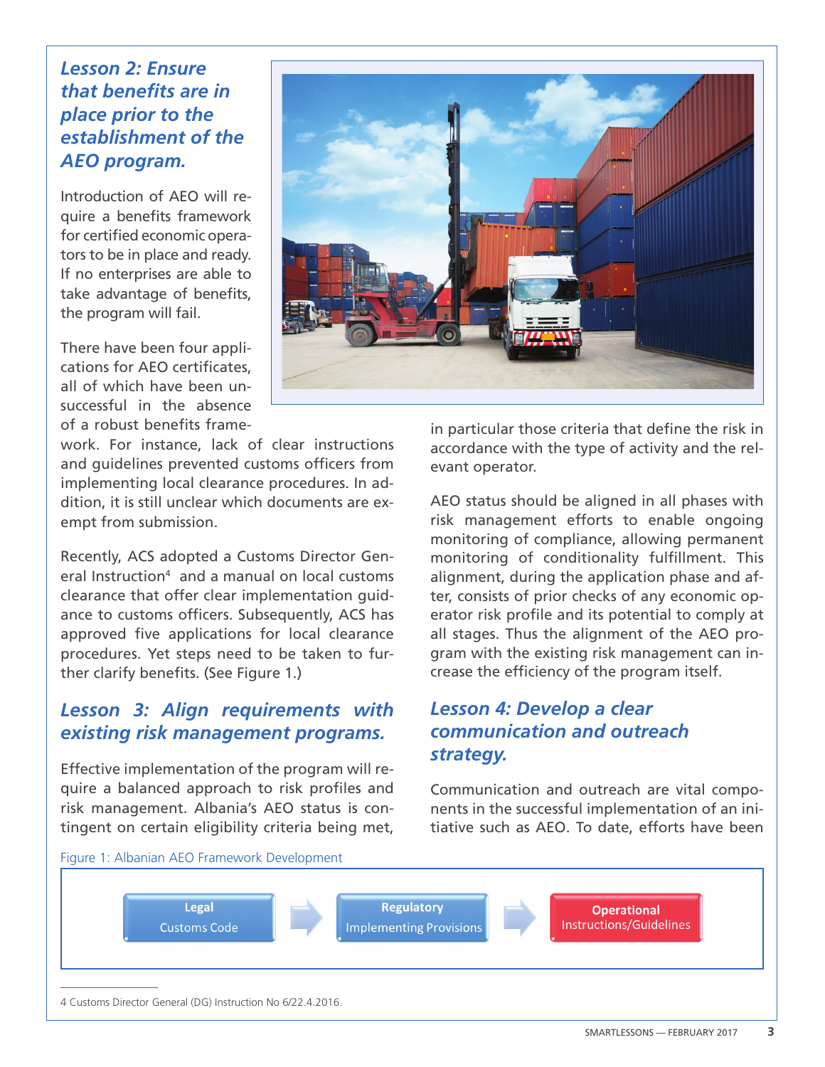### *Lesson 2: Ensure that benefits are in place prior to the establishment of the AEO program.*

Introduction of AEO will require a benefits framework for certified economic operators to be in place and ready. If no enterprises are able to take advantage of benefits, the program will fail.

There have been four applications for AEO certificates, all of which have been unsuccessful in the absence of a robust benefits framework. For instance, lack of clear instructions and guidelines prevented customs officers from implementing local clearance procedures. In addition, it is still unclear which documents are exempt from submission.

Recently, ACS adopted a Customs Director General Instruction[4] and a manual on local customs clearance that offer clear implementation guidance to customs officers. Subsequently, ACS has approved five applications for local clearance procedures. Yet steps need to be taken to further clarify benefits. (See Figure 1.)

### *Lesson 3: Align requirements with existing risk management programs.*

Effective implementation of the program will require a balanced approach to risk profiles and risk management. Albania's AEO status is contingent on certain eligibility criteria being met, in particular those criteria that define the risk in accordance with the type of activity and the relevant operator.

AEO status should be aligned in all phases with risk management efforts to enable ongoing monitoring of compliance, allowing permanent monitoring of conditionality fulfillment. This alignment, during the application phase and after, consists of prior checks of any economic operator risk profile and its potential to comply at all stages. Thus the alignment of the AEO program with the existing risk management can increase the efficiency of the program itself.

### *Lesson 4: Develop a clear communication and outreach strategy.*

Communication and outreach are vital components in the successful implementation of an initiative such as AEO. To date, efforts have been

Figure 1: Albanian AEO Framework Development

**Legal** Customs Code → **Regulatory** Implementing Provisions → **Operational** Instructions/Guidelines

4 Customs Director General (DG) Instruction No 6/22.4.2016.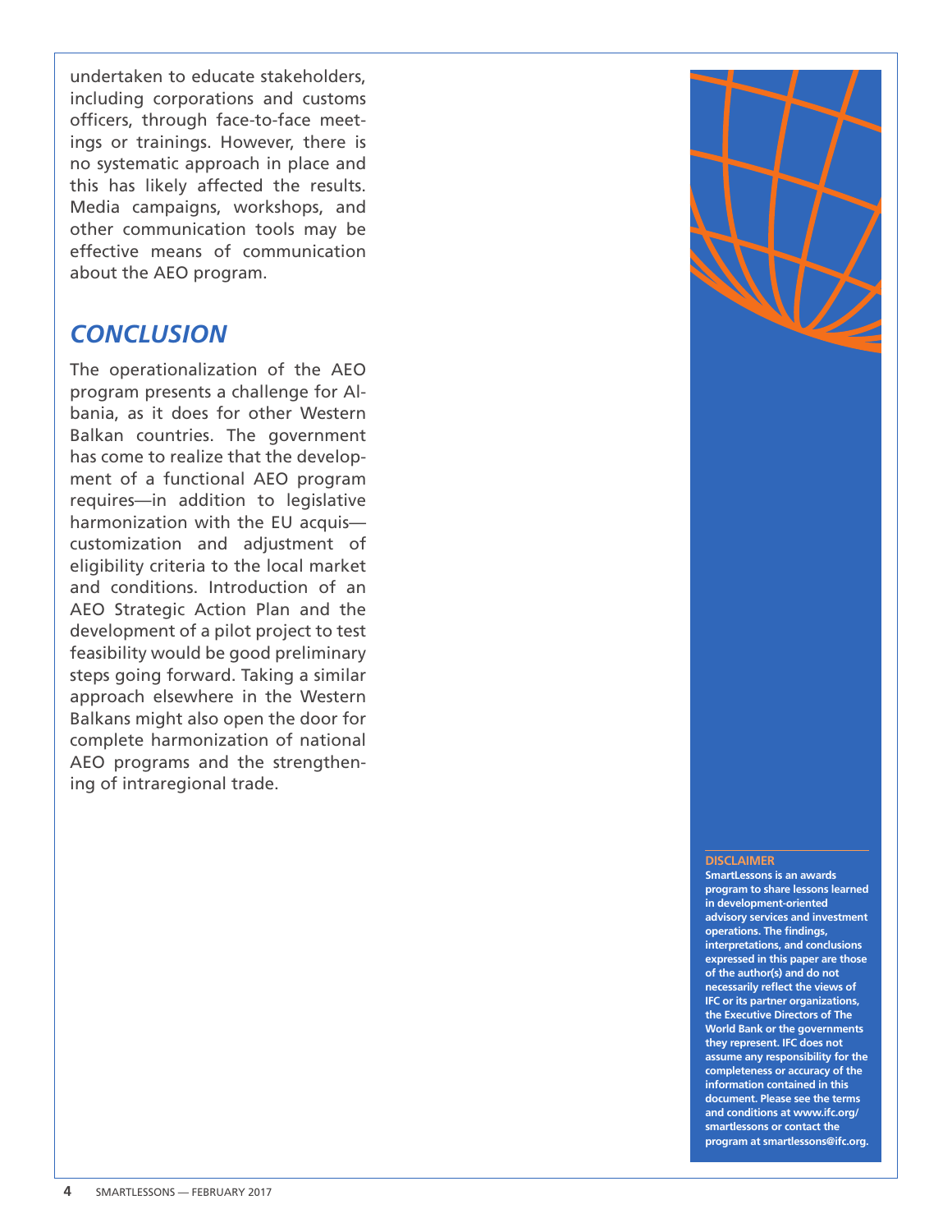undertaken to educate stakeholders, including corporations and customs officers, through face-to-face meetings or trainings. However, there is no systematic approach in place and this has likely affected the results. Media campaigns, workshops, and other communication tools may be effective means of communication about the AEO program.

## CONCLUSION

The operationalization of the AEO program presents a challenge for Albania, as it does for other Western Balkan countries. The government has come to realize that the development of a functional AEO program requires—in addition to legislative harmonization with the EU acquis—customization and adjustment of eligibility criteria to the local market and conditions. Introduction of an AEO Strategic Action Plan and the development of a pilot project to test feasibility would be good preliminary steps going forward. Taking a similar approach elsewhere in the Western Balkans might also open the door for complete harmonization of national AEO programs and the strengthening of intraregional trade.

**DISCLAIMER**

**SmartLessons is an awards program to share lessons learned in development-oriented advisory services and investment operations. The findings, interpretations, and conclusions expressed in this paper are those of the author(s) and do not necessarily reflect the views of IFC or its partner organizations, the Executive Directors of The World Bank or the governments they represent. IFC does not assume any responsibility for the completeness or accuracy of the information contained in this document. Please see the terms and conditions at www.ifc.org/smartlessons or contact the program at smartlessons@ifc.org.**